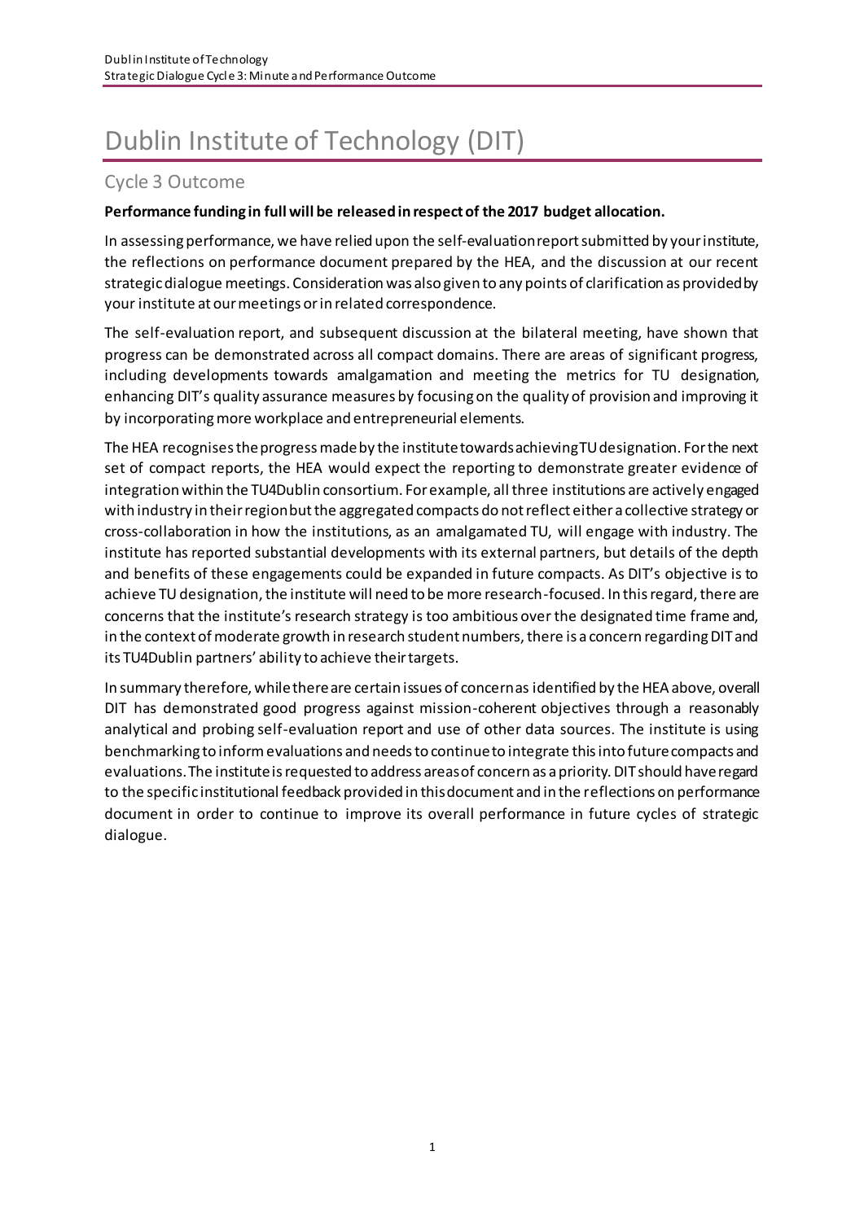# Dublin Institute of Technology (DIT)

## Cycle 3 Outcome

**Performance funding in full will be released in respect of the 2017 budget allocation.**

In assessing performance, we have relied upon the self-evaluation report submitted by your institute, the reflections on performance document prepared by the HEA, and the discussion at our recent strategic dialogue meetings. Consideration was also given to any points of clarification as provided by your institute at our meetings or in related correspondence.

The self-evaluation report, and subsequent discussion at the bilateral meeting, have shown that progress can be demonstrated across all compact domains. There are areas of significant progress, including developments towards amalgamation and meeting the metrics for TU designation, enhancing DIT's quality assurance measures by focusing on the quality of provision and improving it by incorporating more workplace and entrepreneurial elements.

The HEA recognises the progress made by the institute towards achieving TU designation. For the next set of compact reports, the HEA would expect the reporting to demonstrate greater evidence of integration within the TU4Dublin consortium. For example, all three institutions are actively engaged with industry in their region but the aggregated compacts do not reflect either a collective strategy or cross-collaboration in how the institutions, as an amalgamated TU, will engage with industry. The institute has reported substantial developments with its external partners, but details of the depth and benefits of these engagements could be expanded in future compacts. As DIT's objective is to achieve TU designation, the institute will need to be more research-focused. In this regard, there are concerns that the institute's research strategy is too ambitious over the designated time frame and, in the context of moderate growth in research student numbers, there is a concern regarding DIT and its TU4Dublin partners' ability to achieve their targets.

In summary therefore, while there are certain issues of concern as identified by the HEA above, overall DIT has demonstrated good progress against mission-coherent objectives through a reasonably analytical and probing self-evaluation report and use of other data sources. The institute is using benchmarking to inform evaluations and needs to continue to integrate this into future compacts and evaluations. The institute is requested to address areas of concern as a priority. DIT should have regard to the specific institutional feedback provided in this document and in the reflections on performance document in order to continue to improve its overall performance in future cycles of strategic dialogue.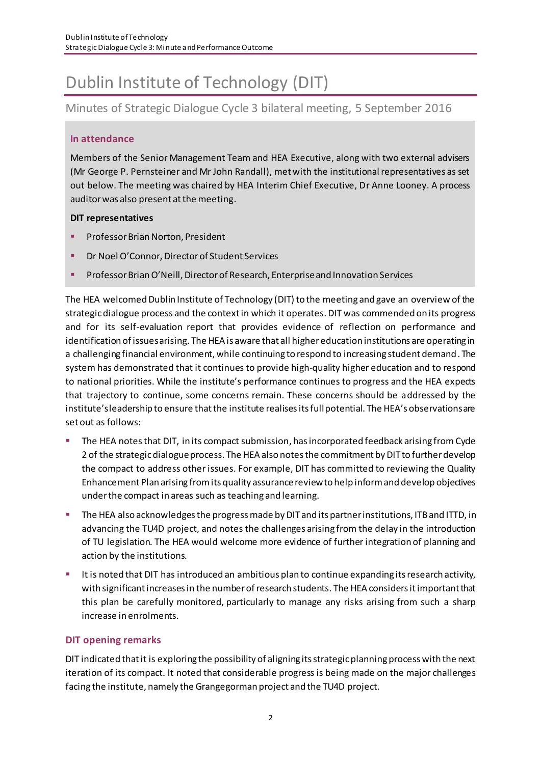# Dublin Institute of Technology (DIT)

## Minutes of Strategic Dialogue Cycle 3 bilateral meeting, 5 September 2016

### In attendance

Members of the Senior Management Team and HEA Executive, along with two external advisers (Mr George P. Pernsteiner and Mr John Randall), met with the institutional representatives as set out below. The meeting was chaired by HEA Interim Chief Executive, Dr Anne Looney. A process auditor was also present at the meeting.

**DIT representatives**

- Professor Brian Norton, President
- Dr Noel O'Connor, Director of Student Services
- Professor Brian O'Neill, Director of Research, Enterprise and Innovation Services

The HEA welcomed Dublin Institute of Technology (DIT) to the meeting and gave an overview of the strategic dialogue process and the context in which it operates. DIT was commended on its progress and for its self-evaluation report that provides evidence of reflection on performance and identification of issues arising. The HEA is aware that all higher education institutions are operating in a challenging financial environment, while continuing to respond to increasing student demand. The system has demonstrated that it continues to provide high-quality higher education and to respond to national priorities. While the institute's performance continues to progress and the HEA expects that trajectory to continue, some concerns remain. These concerns should be addressed by the institute's leadership to ensure that the institute realises its full potential. The HEA's observations are set out as follows:

- The HEA notes that DIT, in its compact submission, has incorporated feedback arising from Cycle 2 of the strategic dialogue process. The HEA also notes the commitment by DIT to further develop the compact to address other issues. For example, DIT has committed to reviewing the Quality Enhancement Plan arising from its quality assurance review to help inform and develop objectives under the compact in areas such as teaching and learning.
- The HEA also acknowledges the progress made by DIT and its partner institutions, ITB and ITTD, in advancing the TU4D project, and notes the challenges arising from the delay in the introduction of TU legislation. The HEA would welcome more evidence of further integration of planning and action by the institutions.
- It is noted that DIT has introduced an ambitious plan to continue expanding its research activity, with significant increases in the number of research students. The HEA considers it important that this plan be carefully monitored, particularly to manage any risks arising from such a sharp increase in enrolments.

### DIT opening remarks

DIT indicated that it is exploring the possibility of aligning its strategic planning process with the next iteration of its compact. It noted that considerable progress is being made on the major challenges facing the institute, namely the Grangegorman project and the TU4D project.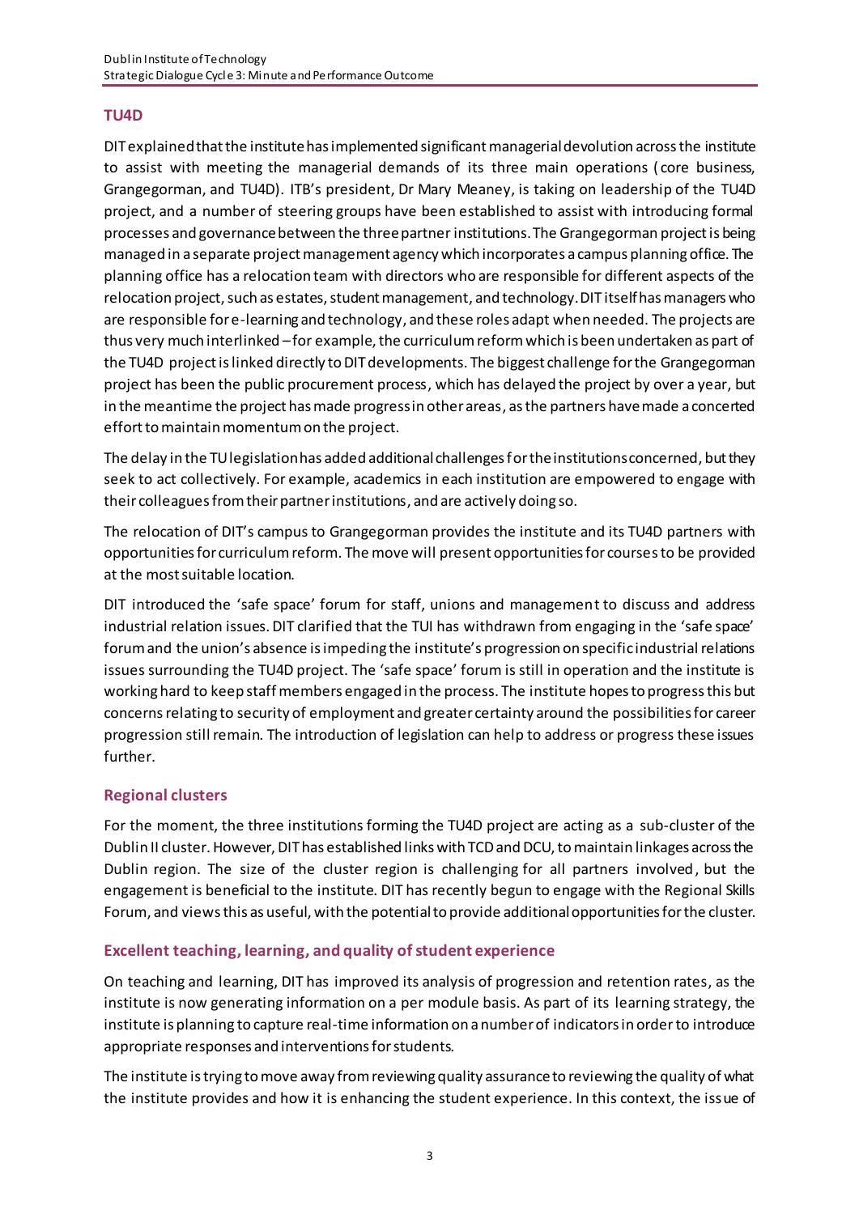## TU4D

DIT explained that the institute has implemented significant managerial devolution across the institute to assist with meeting the managerial demands of its three main operations (core business, Grangegorman, and TU4D). ITB's president, Dr Mary Meaney, is taking on leadership of the TU4D project, and a number of steering groups have been established to assist with introducing formal processes and governance between the three partner institutions. The Grangegorman project is being managed in a separate project management agency which incorporates a campus planning office. The planning office has a relocation team with directors who are responsible for different aspects of the relocation project, such as estates, student management, and technology. DIT itself has managers who are responsible for e-learning and technology, and these roles adapt when needed. The projects are thus very much interlinked – for example, the curriculum reform which is been undertaken as part of the TU4D project is linked directly to DIT developments. The biggest challenge for the Grangegorman project has been the public procurement process, which has delayed the project by over a year, but in the meantime the project has made progress in other areas, as the partners have made a concerted effort to maintain momentum on the project.

The delay in the TU legislation has added additional challenges for the institutions concerned, but they seek to act collectively. For example, academics in each institution are empowered to engage with their colleagues from their partner institutions, and are actively doing so.

The relocation of DIT's campus to Grangegorman provides the institute and its TU4D partners with opportunities for curriculum reform. The move will present opportunities for courses to be provided at the most suitable location.

DIT introduced the 'safe space' forum for staff, unions and management to discuss and address industrial relation issues. DIT clarified that the TUI has withdrawn from engaging in the 'safe space' forum and the union's absence is impeding the institute's progression on specific industrial relations issues surrounding the TU4D project. The 'safe space' forum is still in operation and the institute is working hard to keep staff members engaged in the process. The institute hopes to progress this but concerns relating to security of employment and greater certainty around the possibilities for career progression still remain. The introduction of legislation can help to address or progress these issues further.

## Regional clusters

For the moment, the three institutions forming the TU4D project are acting as a sub-cluster of the Dublin II cluster. However, DIT has established links with TCD and DCU, to maintain linkages across the Dublin region. The size of the cluster region is challenging for all partners involved, but the engagement is beneficial to the institute. DIT has recently begun to engage with the Regional Skills Forum, and views this as useful, with the potential to provide additional opportunities for the cluster.

## Excellent teaching, learning, and quality of student experience

On teaching and learning, DIT has improved its analysis of progression and retention rates, as the institute is now generating information on a per module basis. As part of its learning strategy, the institute is planning to capture real-time information on a number of indicators in order to introduce appropriate responses and interventions for students.

The institute is trying to move away from reviewing quality assurance to reviewing the quality of what the institute provides and how it is enhancing the student experience. In this context, the issue of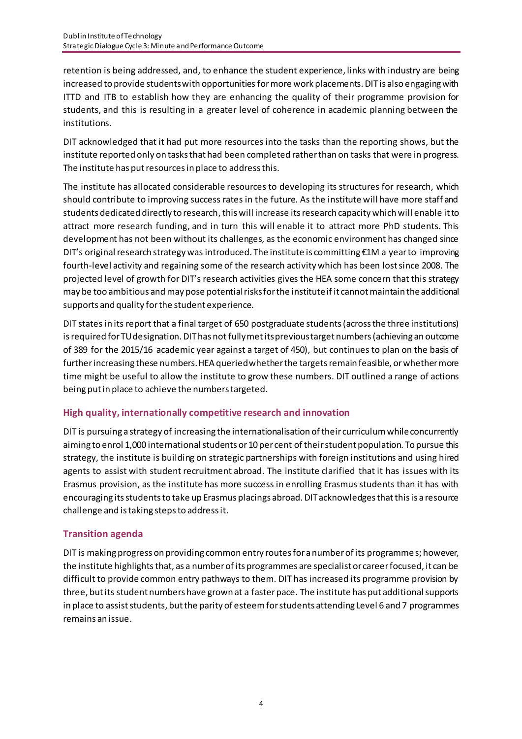retention is being addressed, and, to enhance the student experience, links with industry are being increased to provide students with opportunities for more work placements. DIT is also engaging with ITTD and ITB to establish how they are enhancing the quality of their programme provision for students, and this is resulting in a greater level of coherence in academic planning between the institutions.

DIT acknowledged that it had put more resources into the tasks than the reporting shows, but the institute reported only on tasks that had been completed rather than on tasks that were in progress. The institute has put resources in place to address this.

The institute has allocated considerable resources to developing its structures for research, which should contribute to improving success rates in the future. As the institute will have more staff and students dedicated directly to research, this will increase its research capacity which will enable it to attract more research funding, and in turn this will enable it to attract more PhD students. This development has not been without its challenges, as the economic environment has changed since DIT's original research strategy was introduced. The institute is committing €1M a year to improving fourth-level activity and regaining some of the research activity which has been lost since 2008. The projected level of growth for DIT's research activities gives the HEA some concern that this strategy may be too ambitious and may pose potential risks for the institute if it cannot maintain the additional supports and quality for the student experience.

DIT states in its report that a final target of 650 postgraduate students (across the three institutions) is required for TU designation. DIT has not fully met its previous target numbers (achieving an outcome of 389 for the 2015/16 academic year against a target of 450), but continues to plan on the basis of further increasing these numbers. HEA queried whether the targets remain feasible, or whether more time might be useful to allow the institute to grow these numbers. DIT outlined a range of actions being put in place to achieve the numbers targeted.

### High quality, internationally competitive research and innovation

DIT is pursuing a strategy of increasing the internationalisation of their curriculum while concurrently aiming to enrol 1,000 international students or 10 per cent of their student population. To pursue this strategy, the institute is building on strategic partnerships with foreign institutions and using hired agents to assist with student recruitment abroad. The institute clarified that it has issues with its Erasmus provision, as the institute has more success in enrolling Erasmus students than it has with encouraging its students to take up Erasmus placings abroad. DIT acknowledges that this is a resource challenge and is taking steps to address it.

### Transition agenda

DIT is making progress on providing common entry routes for a number of its programmes; however, the institute highlights that, as a number of its programmes are specialist or career focused, it can be difficult to provide common entry pathways to them. DIT has increased its programme provision by three, but its student numbers have grown at a faster pace. The institute has put additional supports in place to assist students, but the parity of esteem for students attending Level 6 and 7 programmes remains an issue.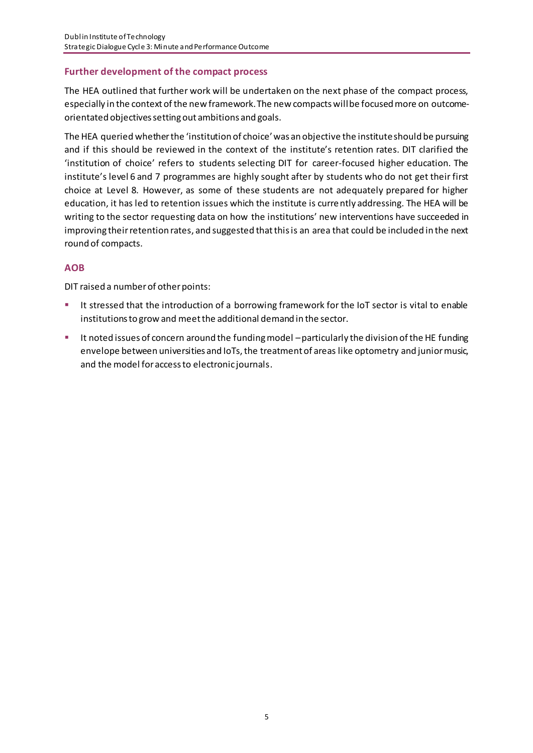## Further development of the compact process

The HEA outlined that further work will be undertaken on the next phase of the compact process, especially in the context of the new framework. The new compacts will be focused more on outcome-orientated objectives setting out ambitions and goals.

The HEA queried whether the 'institution of choice' was an objective the institute should be pursuing and if this should be reviewed in the context of the institute's retention rates. DIT clarified the 'institution of choice' refers to students selecting DIT for career-focused higher education. The institute's level 6 and 7 programmes are highly sought after by students who do not get their first choice at Level 8. However, as some of these students are not adequately prepared for higher education, it has led to retention issues which the institute is currently addressing. The HEA will be writing to the sector requesting data on how the institutions' new interventions have succeeded in improving their retention rates, and suggested that this is an area that could be included in the next round of compacts.

## AOB

DIT raised a number of other points:

- It stressed that the introduction of a borrowing framework for the IoT sector is vital to enable institutions to grow and meet the additional demand in the sector.
- It noted issues of concern around the funding model – particularly the division of the HE funding envelope between universities and IoTs, the treatment of areas like optometry and junior music, and the model for access to electronic journals.